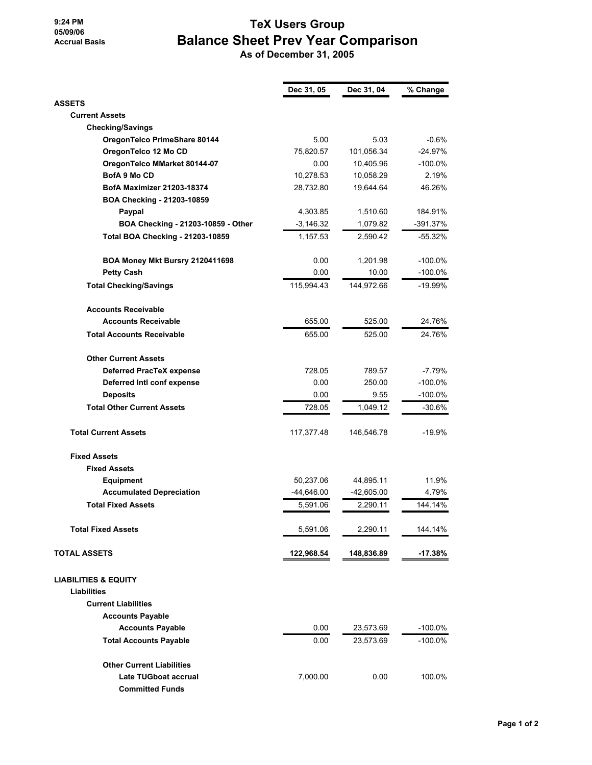9:24 PM
05/09/06
Accrual Basis

# TeX Users Group
## Balance Sheet Prev Year Comparison
### As of December 31, 2005

| | Dec 31, 05 | Dec 31, 04 | % Change |
|---|---|---|---|
| **ASSETS** | | | |
| **Current Assets** | | | |
| **Checking/Savings** | | | |
| **OregonTelco PrimeShare 80144** | 5.00 | 5.03 | -0.6% |
| **OregonTelco 12 Mo CD** | 75,820.57 | 101,056.34 | -24.97% |
| **OregonTelco MMarket 80144-07** | 0.00 | 10,405.96 | -100.0% |
| **BofA 9 Mo CD** | 10,278.53 | 10,058.29 | 2.19% |
| **BofA Maximizer 21203-18374** | 28,732.80 | 19,644.64 | 46.26% |
| **BOA Checking - 21203-10859** | | | |
| **Paypal** | 4,303.85 | 1,510.60 | 184.91% |
| **BOA Checking - 21203-10859 - Other** | -3,146.32 | 1,079.82 | -391.37% |
| **Total BOA Checking - 21203-10859** | 1,157.53 | 2,590.42 | -55.32% |
| **BOA Money Mkt Bursry 2120411698** | 0.00 | 1,201.98 | -100.0% |
| **Petty Cash** | 0.00 | 10.00 | -100.0% |
| **Total Checking/Savings** | 115,994.43 | 144,972.66 | -19.99% |
| **Accounts Receivable** | | | |
| **Accounts Receivable** | 655.00 | 525.00 | 24.76% |
| **Total Accounts Receivable** | 655.00 | 525.00 | 24.76% |
| **Other Current Assets** | | | |
| **Deferred PracTeX expense** | 728.05 | 789.57 | -7.79% |
| **Deferred Intl conf expense** | 0.00 | 250.00 | -100.0% |
| **Deposits** | 0.00 | 9.55 | -100.0% |
| **Total Other Current Assets** | 728.05 | 1,049.12 | -30.6% |
| **Total Current Assets** | 117,377.48 | 146,546.78 | -19.9% |
| **Fixed Assets** | | | |
| **Fixed Assets** | | | |
| **Equipment** | 50,237.06 | 44,895.11 | 11.9% |
| **Accumulated Depreciation** | -44,646.00 | -42,605.00 | 4.79% |
| **Total Fixed Assets** | 5,591.06 | 2,290.11 | 144.14% |
| **Total Fixed Assets** | 5,591.06 | 2,290.11 | 144.14% |
| **TOTAL ASSETS** | **122,968.54** | **148,836.89** | **-17.38%** |
| **LIABILITIES & EQUITY** | | | |
| **Liabilities** | | | |
| **Current Liabilities** | | | |
| **Accounts Payable** | | | |
| **Accounts Payable** | 0.00 | 23,573.69 | -100.0% |
| **Total Accounts Payable** | 0.00 | 23,573.69 | -100.0% |
| **Other Current Liabilities** | | | |
| **Late TUGboat accrual** | 7,000.00 | 0.00 | 100.0% |
| **Committed Funds** | | | |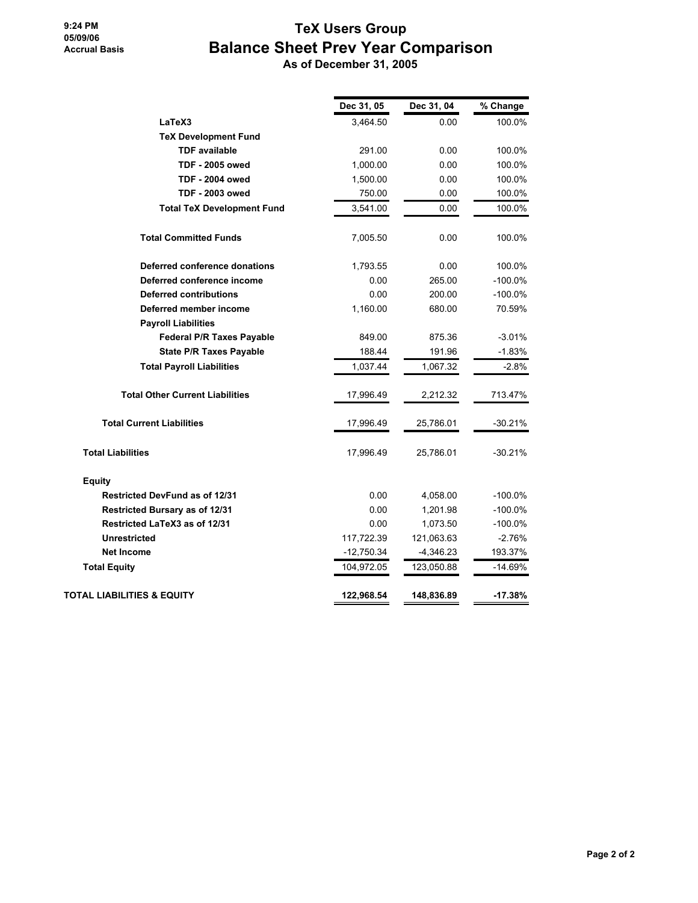# TeX Users Group

## Balance Sheet Prev Year Comparison

### As of December 31, 2005

9:24 PM
05/09/06
Accrual Basis

| | Dec 31, 05 | Dec 31, 04 | % Change |
|---|---|---|---|
| **LaTeX3** | 3,464.50 | 0.00 | 100.0% |
| **TeX Development Fund** | | | |
| **TDF available** | 291.00 | 0.00 | 100.0% |
| **TDF - 2005 owed** | 1,000.00 | 0.00 | 100.0% |
| **TDF - 2004 owed** | 1,500.00 | 0.00 | 100.0% |
| **TDF - 2003 owed** | 750.00 | 0.00 | 100.0% |
| **Total TeX Development Fund** | 3,541.00 | 0.00 | 100.0% |
| **Total Committed Funds** | 7,005.50 | 0.00 | 100.0% |
| **Deferred conference donations** | 1,793.55 | 0.00 | 100.0% |
| **Deferred conference income** | 0.00 | 265.00 | -100.0% |
| **Deferred contributions** | 0.00 | 200.00 | -100.0% |
| **Deferred member income** | 1,160.00 | 680.00 | 70.59% |
| **Payroll Liabilities** | | | |
| **Federal P/R Taxes Payable** | 849.00 | 875.36 | -3.01% |
| **State P/R Taxes Payable** | 188.44 | 191.96 | -1.83% |
| **Total Payroll Liabilities** | 1,037.44 | 1,067.32 | -2.8% |
| **Total Other Current Liabilities** | 17,996.49 | 2,212.32 | 713.47% |
| **Total Current Liabilities** | 17,996.49 | 25,786.01 | -30.21% |
| **Total Liabilities** | 17,996.49 | 25,786.01 | -30.21% |
| **Equity** | | | |
| **Restricted DevFund as of 12/31** | 0.00 | 4,058.00 | -100.0% |
| **Restricted Bursary as of 12/31** | 0.00 | 1,201.98 | -100.0% |
| **Restricted LaTeX3 as of 12/31** | 0.00 | 1,073.50 | -100.0% |
| **Unrestricted** | 117,722.39 | 121,063.63 | -2.76% |
| **Net Income** | -12,750.34 | -4,346.23 | 193.37% |
| **Total Equity** | 104,972.05 | 123,050.88 | -14.69% |
| **TOTAL LIABILITIES & EQUITY** | **122,968.54** | **148,836.89** | **-17.38%** |